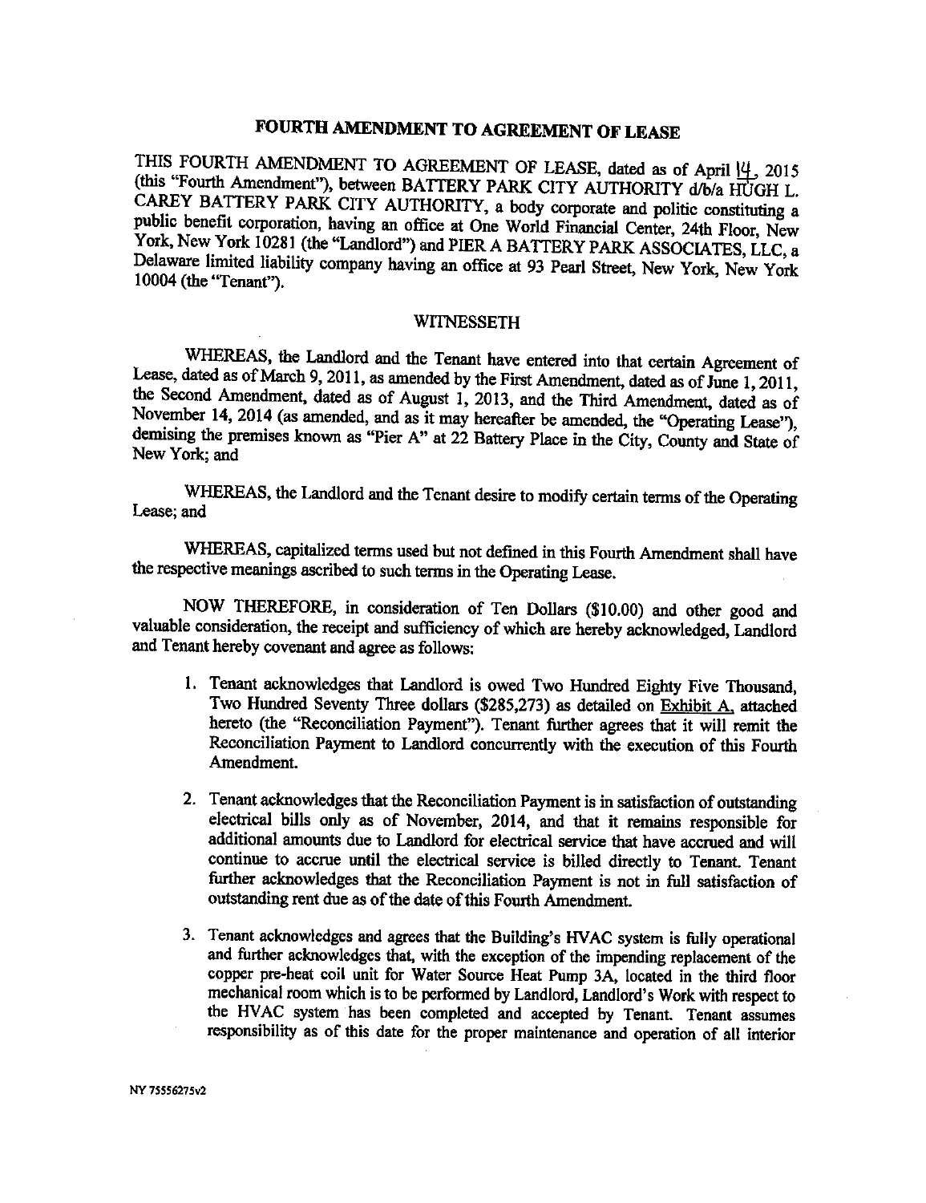# FOURTH AMENDMENT TO AGREEMENT OF LEASE

THIS FOURTH AMENDMENT TO AGREEMENT OF LEASE, dated as of April 14, 2015 (this "Fourth Amendment"), between BATTERY PARK CITY AUTHORITY d/b/a HUGH L. CAREY BATTERY PARK CITY AUTHORITY, a body corporate and politic constituting a public benefit corporation, having an office at One World Financial Center, 24th Floor, New York, New York 10281 (the "Landlord") and PIER A BATTERY PARK ASSOCIATES, LLC, a Delaware limited liability company having an office at 93 Pearl Street, New York, New York 10004 (the "Tenant").

## WITNESSETH

WHEREAS, the Landlord and the Tenant have entered into that certain Agreement of Lease, dated as of March 9, 2011, as amended by the First Amendment, dated as of June 1, 2011, the Second Amendment, dated as of August 1, 2013, and the Third Amendment, dated as of November 14, 2014 (as amended, and as it may hereafter be amended, the "Operating Lease"), demising the premises known as "Pier A" at 22 Battery Place in the City, County and State of New York; and

WHEREAS, the Landlord and the Tenant desire to modify certain terms of the Operating Lease; and

WHEREAS, capitalized terms used but not defined in this Fourth Amendment shall have the respective meanings ascribed to such terms in the Operating Lease.

NOW THEREFORE, in consideration of Ten Dollars ($10.00) and other good and valuable consideration, the receipt and sufficiency of which are hereby acknowledged, Landlord and Tenant hereby covenant and agree as follows:

1. Tenant acknowledges that Landlord is owed Two Hundred Eighty Five Thousand, Two Hundred Seventy Three dollars ($285,273) as detailed on Exhibit A, attached hereto (the "Reconciliation Payment"). Tenant further agrees that it will remit the Reconciliation Payment to Landlord concurrently with the execution of this Fourth Amendment.

2. Tenant acknowledges that the Reconciliation Payment is in satisfaction of outstanding electrical bills only as of November, 2014, and that it remains responsible for additional amounts due to Landlord for electrical service that have accrued and will continue to accrue until the electrical service is billed directly to Tenant. Tenant further acknowledges that the Reconciliation Payment is not in full satisfaction of outstanding rent due as of the date of this Fourth Amendment.

3. Tenant acknowledges and agrees that the Building's HVAC system is fully operational and further acknowledges that, with the exception of the impending replacement of the copper pre-heat coil unit for Water Source Heat Pump 3A, located in the third floor mechanical room which is to be performed by Landlord, Landlord's Work with respect to the HVAC system has been completed and accepted by Tenant. Tenant assumes responsibility as of this date for the proper maintenance and operation of all interior

NY 75556275v2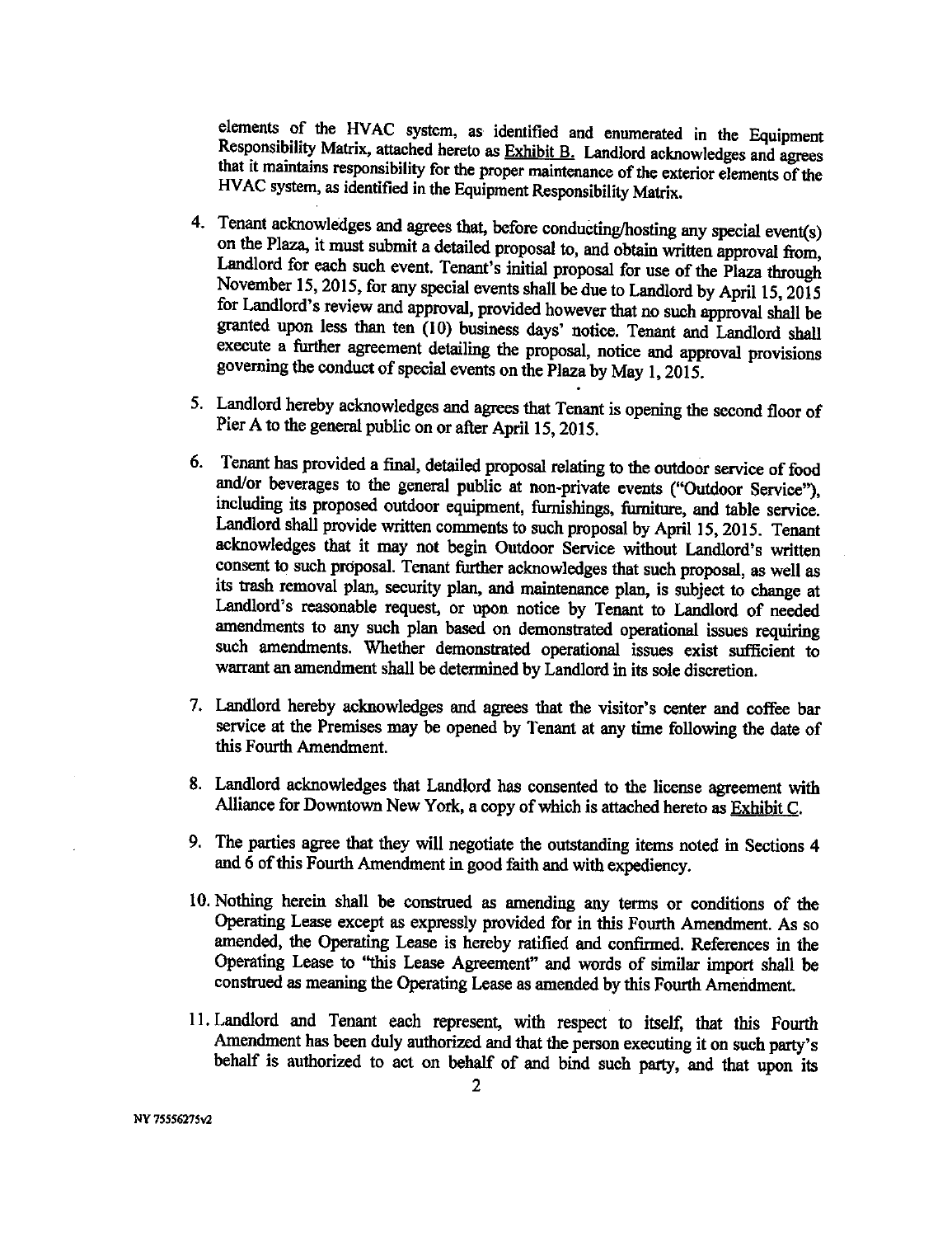elements of the HVAC system, as identified and enumerated in the Equipment Responsibility Matrix, attached hereto as Exhibit B. Landlord acknowledges and agrees that it maintains responsibility for the proper maintenance of the exterior elements of the HVAC system, as identified in the Equipment Responsibility Matrix.

4. Tenant acknowledges and agrees that, before conducting/hosting any special event(s) on the Plaza, it must submit a detailed proposal to, and obtain written approval from, Landlord for each such event. Tenant's initial proposal for use of the Plaza through November 15, 2015, for any special events shall be due to Landlord by April 15, 2015 for Landlord's review and approval, provided however that no such approval shall be granted upon less than ten (10) business days' notice. Tenant and Landlord shall execute a further agreement detailing the proposal, notice and approval provisions governing the conduct of special events on the Plaza by May 1, 2015.

5. Landlord hereby acknowledges and agrees that Tenant is opening the second floor of Pier A to the general public on or after April 15, 2015.

6. Tenant has provided a final, detailed proposal relating to the outdoor service of food and/or beverages to the general public at non-private events ("Outdoor Service"), including its proposed outdoor equipment, furnishings, furniture, and table service. Landlord shall provide written comments to such proposal by April 15, 2015. Tenant acknowledges that it may not begin Outdoor Service without Landlord's written consent to such proposal. Tenant further acknowledges that such proposal, as well as its trash removal plan, security plan, and maintenance plan, is subject to change at Landlord's reasonable request, or upon notice by Tenant to Landlord of needed amendments to any such plan based on demonstrated operational issues requiring such amendments. Whether demonstrated operational issues exist sufficient to warrant an amendment shall be determined by Landlord in its sole discretion.

7. Landlord hereby acknowledges and agrees that the visitor's center and coffee bar service at the Premises may be opened by Tenant at any time following the date of this Fourth Amendment.

8. Landlord acknowledges that Landlord has consented to the license agreement with Alliance for Downtown New York, a copy of which is attached hereto as Exhibit C.

9. The parties agree that they will negotiate the outstanding items noted in Sections 4 and 6 of this Fourth Amendment in good faith and with expediency.

10. Nothing herein shall be construed as amending any terms or conditions of the Operating Lease except as expressly provided for in this Fourth Amendment. As so amended, the Operating Lease is hereby ratified and confirmed. References in the Operating Lease to "this Lease Agreement" and words of similar import shall be construed as meaning the Operating Lease as amended by this Fourth Amendment.

11. Landlord and Tenant each represent, with respect to itself, that this Fourth Amendment has been duly authorized and that the person executing it on such party's behalf is authorized to act on behalf of and bind such party, and that upon its

NY 75556275v2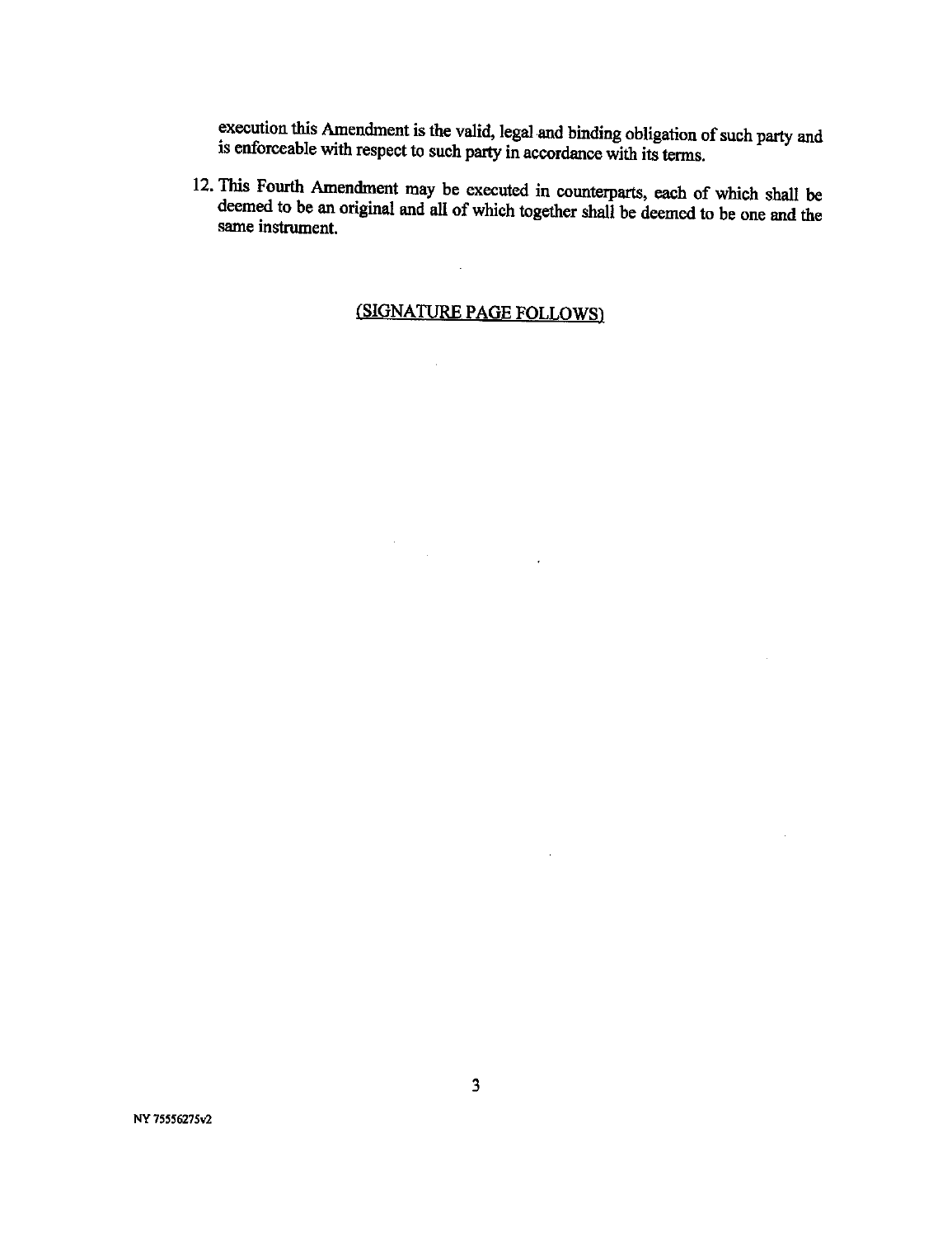execution this Amendment is the valid, legal and binding obligation of such party and is enforceable with respect to such party in accordance with its terms.

12. This Fourth Amendment may be executed in counterparts, each of which shall be deemed to be an original and all of which together shall be deemed to be one and the same instrument.

(SIGNATURE PAGE FOLLOWS)

NY 75556275v2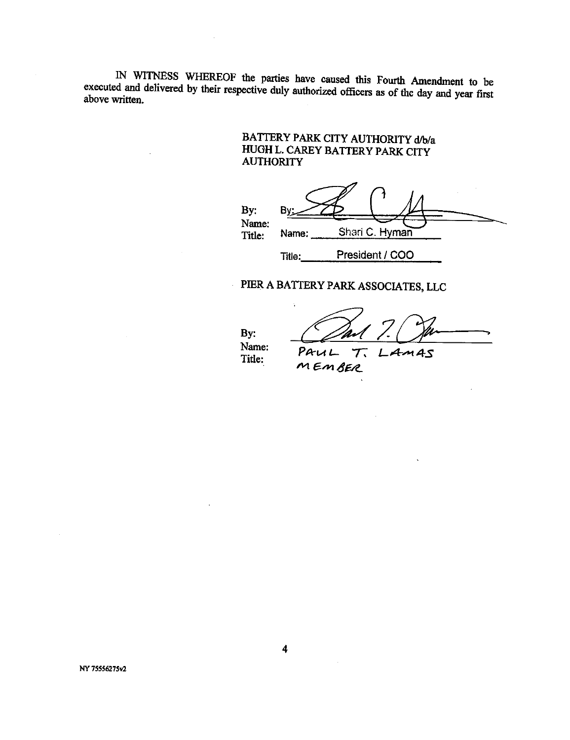IN WITNESS WHEREOF the parties have caused this Fourth Amendment to be executed and delivered by their respective duly authorized officers as of the day and year first above written.

BATTERY PARK CITY AUTHORITY d/b/a
HUGH L. CAREY BATTERY PARK CITY
AUTHORITY

By: By: ____________________
Name: Name: Shari C. Hyman
Title: Title: President / COO

PIER A BATTERY PARK ASSOCIATES, LLC

By: ____________________
Name: PAUL T. LAMAS
Title: MEMBER

NY 75556275v2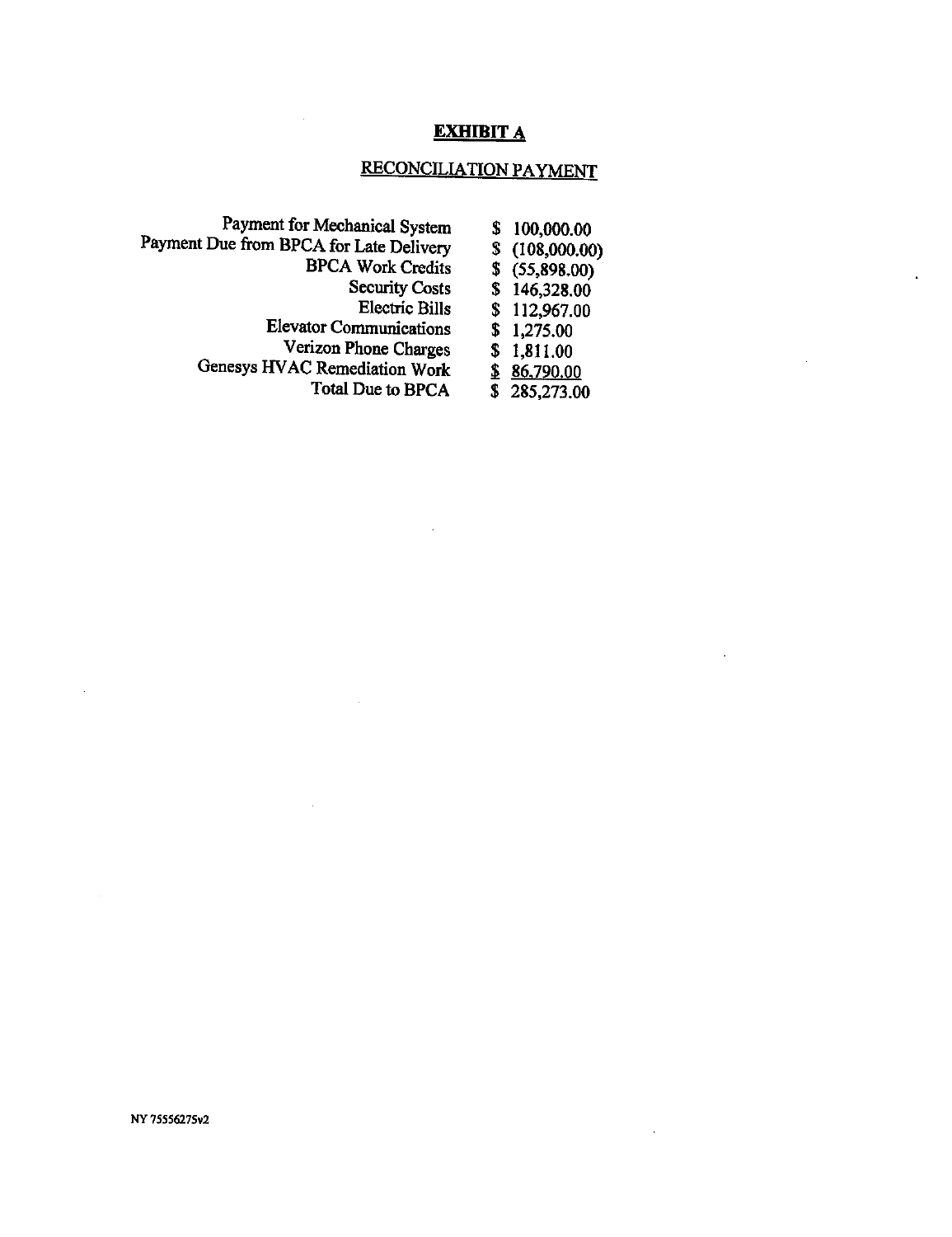**EXHIBIT A**

RECONCILIATION PAYMENT

| | |
|---|---|
| Payment for Mechanical System | $ 100,000.00 |
| Payment Due from BPCA for Late Delivery | $ (108,000.00) |
| BPCA Work Credits | $ (55,898.00) |
| Security Costs | $ 146,328.00 |
| Electric Bills | $ 112,967.00 |
| Elevator Communications | $ 1,275.00 |
| Verizon Phone Charges | $ 1,811.00 |
| Genesys HVAC Remediation Work | $ 86,790.00 |
| Total Due to BPCA | $ 285,273.00 |

NY 75556275v2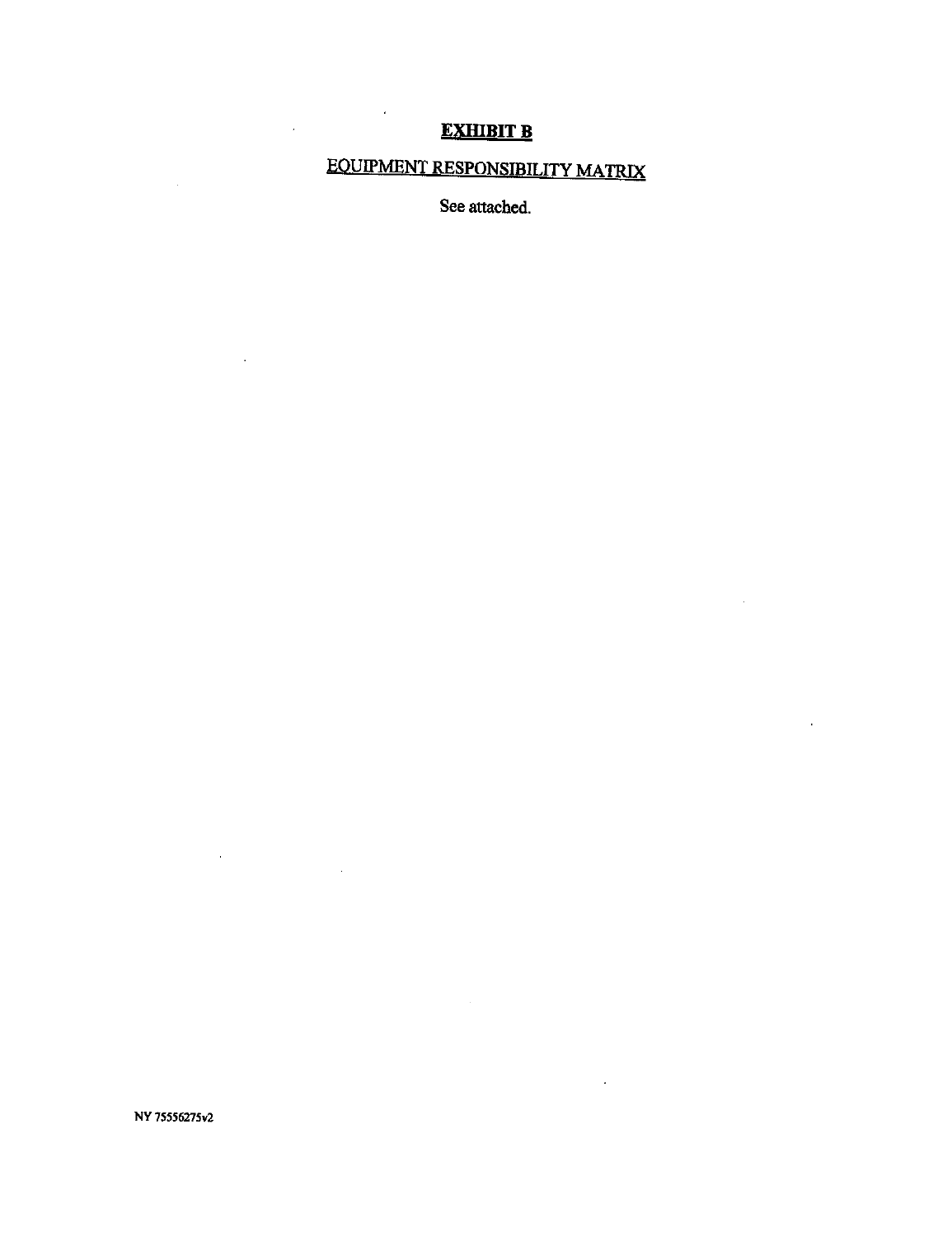# EXHIBIT B

## EQUIPMENT RESPONSIBILITY MATRIX

See attached.

NY 75556275v2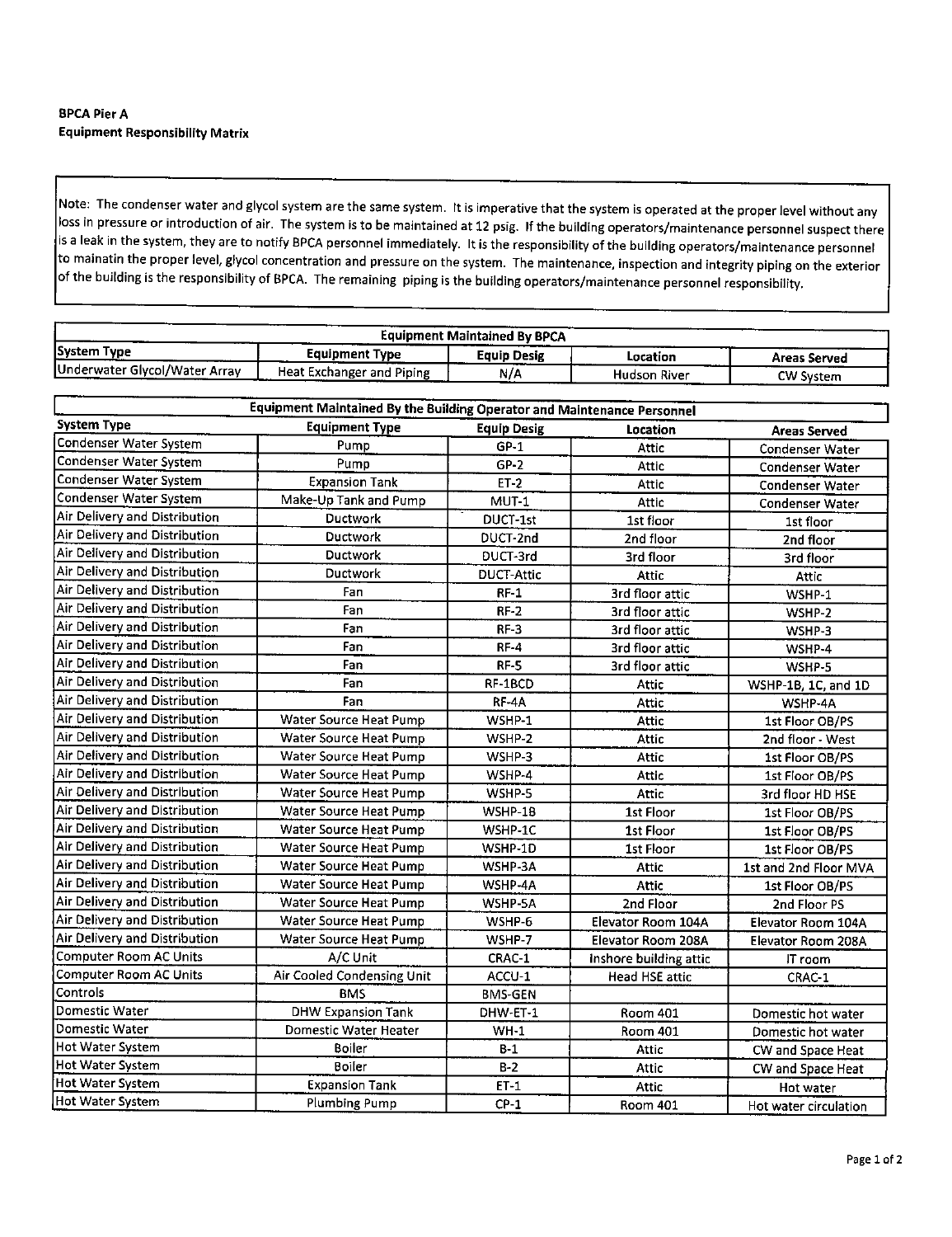**BPCA Pier A**
**Equipment Responsibility Matrix**

Note: The condenser water and glycol system are the same system. It is imperative that the system is operated at the proper level without any loss in pressure or introduction of air. The system is to be maintained at 12 psig. If the building operators/maintenance personnel suspect there is a leak in the system, they are to notify BPCA personnel immediately. It is the responsibility of the building operators/maintenance personnel to mainatin the proper level, glycol concentration and pressure on the system. The maintenance, inspection and integrity piping on the exterior of the building is the responsibility of BPCA. The remaining piping is the building operators/maintenance personnel responsibility.

| Equipment Maintained By BPCA | | | | |
|---|---|---|---|---|
| **System Type** | **Equipment Type** | **Equip Desig** | **Location** | **Areas Served** |
| Underwater Glycol/Water Array | Heat Exchanger and Piping | N/A | Hudson River | CW System |

| Equipment Maintained By the Building Operator and Maintenance Personnel | | | | |
|---|---|---|---|---|
| **System Type** | **Equipment Type** | **Equip Desig** | **Location** | **Areas Served** |
| Condenser Water System | Pump | GP-1 | Attic | Condenser Water |
| Condenser Water System | Pump | GP-2 | Attic | Condenser Water |
| Condenser Water System | Expansion Tank | ET-2 | Attic | Condenser Water |
| Condenser Water System | Make-Up Tank and Pump | MUT-1 | Attic | Condenser Water |
| Air Delivery and Distribution | Ductwork | DUCT-1st | 1st floor | 1st floor |
| Air Delivery and Distribution | Ductwork | DUCT-2nd | 2nd floor | 2nd floor |
| Air Delivery and Distribution | Ductwork | DUCT-3rd | 3rd floor | 3rd floor |
| Air Delivery and Distribution | Ductwork | DUCT-Attic | Attic | Attic |
| Air Delivery and Distribution | Fan | RF-1 | 3rd floor attic | WSHP-1 |
| Air Delivery and Distribution | Fan | RF-2 | 3rd floor attic | WSHP-2 |
| Air Delivery and Distribution | Fan | RF-3 | 3rd floor attic | WSHP-3 |
| Air Delivery and Distribution | Fan | RF-4 | 3rd floor attic | WSHP-4 |
| Air Delivery and Distribution | Fan | RF-5 | 3rd floor attic | WSHP-5 |
| Air Delivery and Distribution | Fan | RF-1BCD | Attic | WSHP-1B, 1C, and 1D |
| Air Delivery and Distribution | Fan | RF-4A | Attic | WSHP-4A |
| Air Delivery and Distribution | Water Source Heat Pump | WSHP-1 | Attic | 1st Floor OB/PS |
| Air Delivery and Distribution | Water Source Heat Pump | WSHP-2 | Attic | 2nd floor - West |
| Air Delivery and Distribution | Water Source Heat Pump | WSHP-3 | Attic | 1st Floor OB/PS |
| Air Delivery and Distribution | Water Source Heat Pump | WSHP-4 | Attic | 1st Floor OB/PS |
| Air Delivery and Distribution | Water Source Heat Pump | WSHP-5 | Attic | 3rd floor HD HSE |
| Air Delivery and Distribution | Water Source Heat Pump | WSHP-1B | 1st Floor | 1st Floor OB/PS |
| Air Delivery and Distribution | Water Source Heat Pump | WSHP-1C | 1st Floor | 1st Floor OB/PS |
| Air Delivery and Distribution | Water Source Heat Pump | WSHP-1D | 1st Floor | 1st Floor OB/PS |
| Air Delivery and Distribution | Water Source Heat Pump | WSHP-3A | Attic | 1st and 2nd Floor MVA |
| Air Delivery and Distribution | Water Source Heat Pump | WSHP-4A | Attic | 1st Floor OB/PS |
| Air Delivery and Distribution | Water Source Heat Pump | WSHP-5A | 2nd Floor | 2nd Floor PS |
| Air Delivery and Distribution | Water Source Heat Pump | WSHP-6 | Elevator Room 104A | Elevator Room 104A |
| Air Delivery and Distribution | Water Source Heat Pump | WSHP-7 | Elevator Room 208A | Elevator Room 208A |
| Computer Room AC Units | A/C Unit | CRAC-1 | inshore building attic | IT room |
| Computer Room AC Units | Air Cooled Condensing Unit | ACCU-1 | Head HSE attic | CRAC-1 |
| Controls | BMS | BMS-GEN | | |
| Domestic Water | DHW Expansion Tank | DHW-ET-1 | Room 401 | Domestic hot water |
| Domestic Water | Domestic Water Heater | WH-1 | Room 401 | Domestic hot water |
| Hot Water System | Boiler | B-1 | Attic | CW and Space Heat |
| Hot Water System | Boiler | B-2 | Attic | CW and Space Heat |
| Hot Water System | Expansion Tank | ET-1 | Attic | Hot water |
| Hot Water System | Plumbing Pump | CP-1 | Room 401 | Hot water circulation |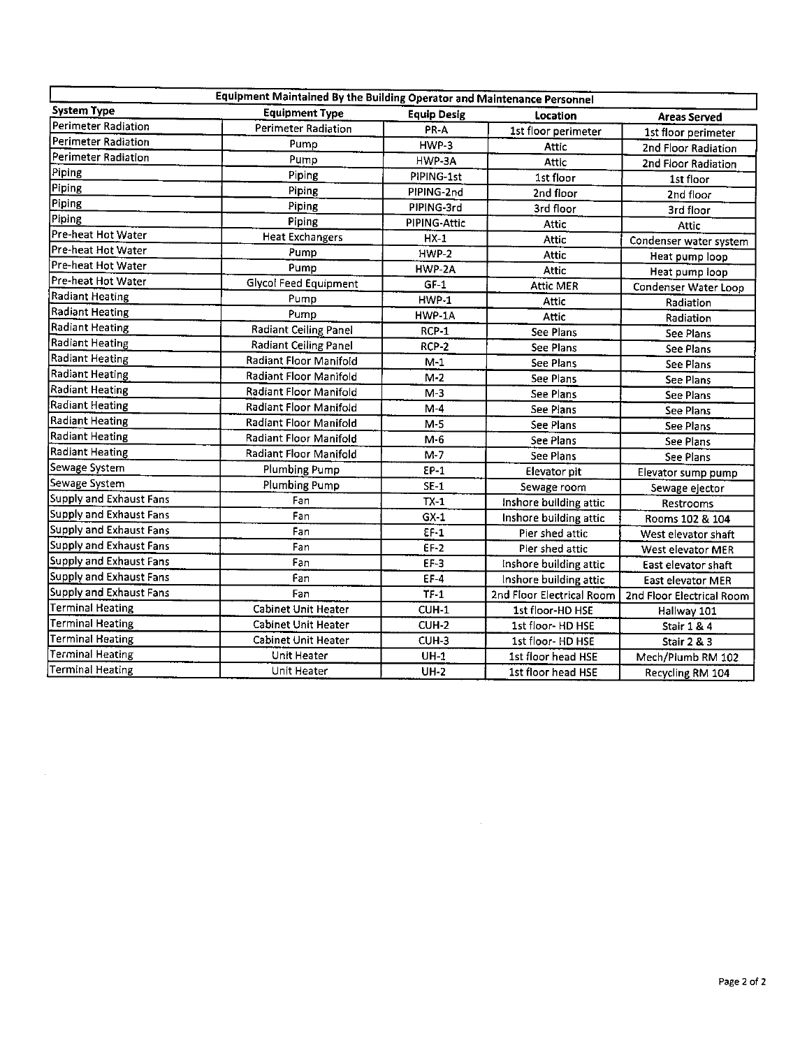| Equipment Maintained By the Building Operator and Maintenance Personnel | | | | |
|---|---|---|---|---|
| **System Type** | **Equipment Type** | **Equip Desig** | **Location** | **Areas Served** |
| Perimeter Radiation | Perimeter Radiation | PR-A | 1st floor perimeter | 1st floor perimeter |
| Perimeter Radiation | Pump | HWP-3 | Attic | 2nd Floor Radiation |
| Perimeter Radiation | Pump | HWP-3A | Attic | 2nd Floor Radiation |
| Piping | Piping | PIPING-1st | 1st floor | 1st floor |
| Piping | Piping | PIPING-2nd | 2nd floor | 2nd floor |
| Piping | Piping | PIPING-3rd | 3rd floor | 3rd floor |
| Piping | Piping | PIPING-Attic | Attic | Attic |
| Pre-heat Hot Water | Heat Exchangers | HX-1 | Attic | Condenser water system |
| Pre-heat Hot Water | Pump | HWP-2 | Attic | Heat pump loop |
| Pre-heat Hot Water | Pump | HWP-2A | Attic | Heat pump loop |
| Pre-heat Hot Water | Glycol Feed Equipment | GF-1 | Attic MER | Condenser Water Loop |
| Radiant Heating | Pump | HWP-1 | Attic | Radiation |
| Radiant Heating | Pump | HWP-1A | Attic | Radiation |
| Radiant Heating | Radiant Ceiling Panel | RCP-1 | See Plans | See Plans |
| Radiant Heating | Radiant Ceiling Panel | RCP-2 | See Plans | See Plans |
| Radiant Heating | Radiant Floor Manifold | M-1 | See Plans | See Plans |
| Radiant Heating | Radiant Floor Manifold | M-2 | See Plans | See Plans |
| Radiant Heating | Radiant Floor Manifold | M-3 | See Plans | See Plans |
| Radiant Heating | Radiant Floor Manifold | M-4 | See Plans | See Plans |
| Radiant Heating | Radiant Floor Manifold | M-5 | See Plans | See Plans |
| Radiant Heating | Radiant Floor Manifold | M-6 | See Plans | See Plans |
| Radiant Heating | Radiant Floor Manifold | M-7 | See Plans | See Plans |
| Sewage System | Plumbing Pump | EP-1 | Elevator pit | Elevator sump pump |
| Sewage System | Plumbing Pump | SE-1 | Sewage room | Sewage ejector |
| Supply and Exhaust Fans | Fan | TX-1 | Inshore building attic | Restrooms |
| Supply and Exhaust Fans | Fan | GX-1 | Inshore building attic | Rooms 102 & 104 |
| Supply and Exhaust Fans | Fan | EF-1 | Pier shed attic | West elevator shaft |
| Supply and Exhaust Fans | Fan | EF-2 | Pier shed attic | West elevator MER |
| Supply and Exhaust Fans | Fan | EF-3 | Inshore building attic | East elevator shaft |
| Supply and Exhaust Fans | Fan | EF-4 | Inshore building attic | East elevator MER |
| Supply and Exhaust Fans | Fan | TF-1 | 2nd Floor Electrical Room | 2nd Floor Electrical Room |
| Terminal Heating | Cabinet Unit Heater | CUH-1 | 1st floor-HD HSE | Hallway 101 |
| Terminal Heating | Cabinet Unit Heater | CUH-2 | 1st floor- HD HSE | Stair 1 & 4 |
| Terminal Heating | Cabinet Unit Heater | CUH-3 | 1st floor- HD HSE | Stair 2 & 3 |
| Terminal Heating | Unit Heater | UH-1 | 1st floor head HSE | Mech/Plumb RM 102 |
| Terminal Heating | Unit Heater | UH-2 | 1st floor head HSE | Recycling RM 104 |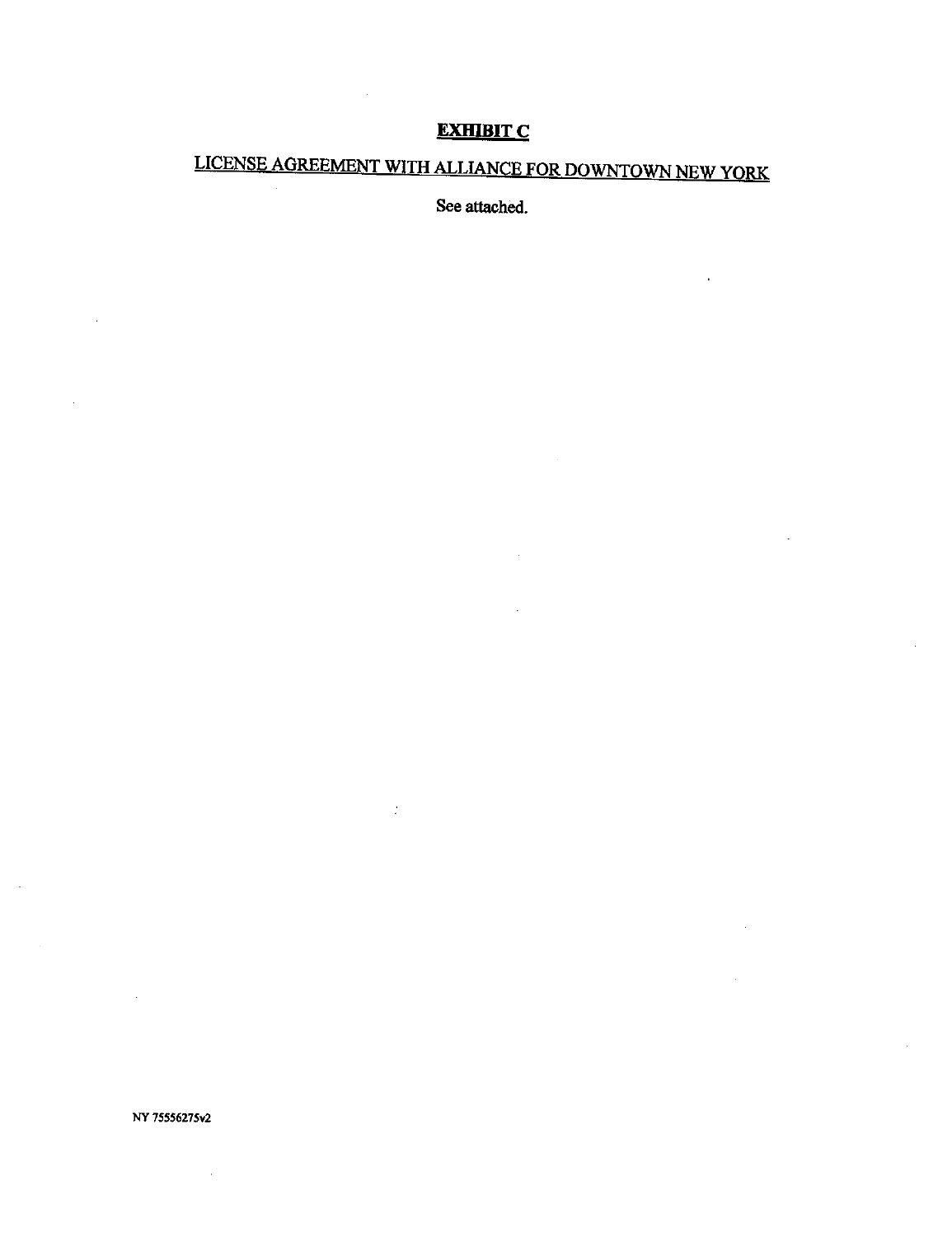# EXHIBIT C

## LICENSE AGREEMENT WITH ALLIANCE FOR DOWNTOWN NEW YORK

See attached.

NY 75556275v2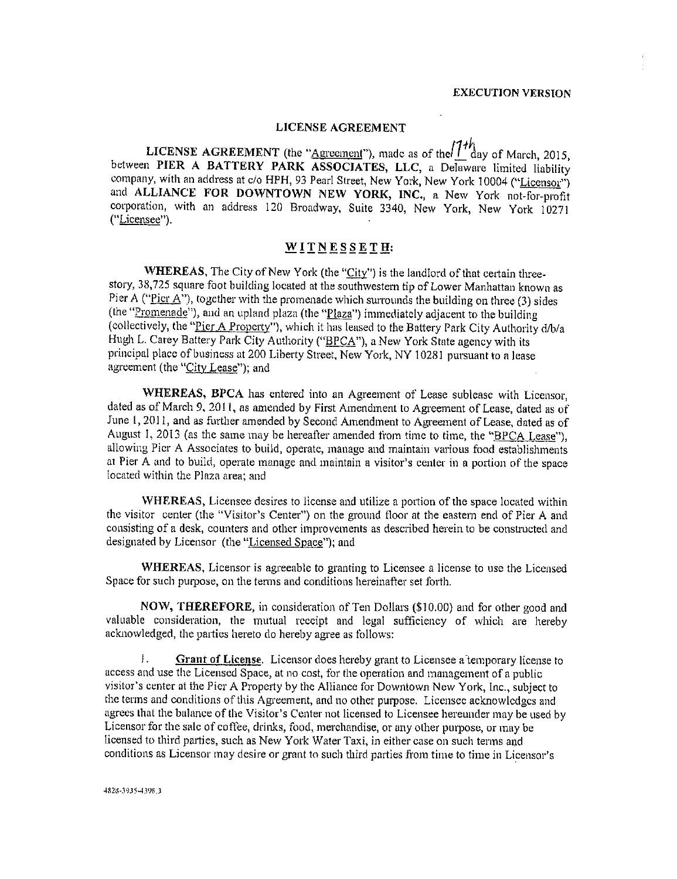EXECUTION VERSION

# LICENSE AGREEMENT

**LICENSE AGREEMENT** (the "Agreement"), made as of the 17th day of March, 2015, between **PIER A BATTERY PARK ASSOCIATES, LLC**, a Delaware limited liability company, with an address at c/o HPH, 93 Pearl Street, New York, New York 10004 ("Licensor") and **ALLIANCE FOR DOWNTOWN NEW YORK, INC.**, a New York not-for-profit corporation, with an address 120 Broadway, Suite 3340, New York, New York 10271 ("Licensee").

## WITNESSETH:

**WHEREAS**, The City of New York (the "City") is the landlord of that certain three-story, 38,725 square foot building located at the southwestern tip of Lower Manhattan known as Pier A ("Pier A"), together with the promenade which surrounds the building on three (3) sides (the "Promenade"), and an upland plaza (the "Plaza") immediately adjacent to the building (collectively, the "Pier A Property"), which it has leased to the Battery Park City Authority d/b/a Hugh L. Carey Battery Park City Authority ("BPCA"), a New York State agency with its principal place of business at 200 Liberty Street, New York, NY 10281 pursuant to a lease agreement (the "City Lease"); and

**WHEREAS, BPCA** has entered into an Agreement of Lease sublease with Licensor, dated as of March 9, 2011, as amended by First Amendment to Agreement of Lease, dated as of June 1, 2011, and as further amended by Second Amendment to Agreement of Lease, dated as of August 1, 2013 (as the same may be hereafter amended from time to time, the "BPCA Lease"), allowing Pier A Associates to build, operate, manage and maintain various food establishments at Pier A and to build, operate manage and maintain a visitor's center in a portion of the space located within the Plaza area; and

**WHEREAS,** Licensee desires to license and utilize a portion of the space located within the visitor center (the "Visitor's Center") on the ground floor at the eastern end of Pier A and consisting of a desk, counters and other improvements as described herein to be constructed and designated by Licensor (the "Licensed Space"); and

**WHEREAS,** Licensor is agreeable to granting to Licensee a license to use the Licensed Space for such purpose, on the terms and conditions hereinafter set forth.

**NOW, THEREFORE,** in consideration of Ten Dollars ($10.00) and for other good and valuable consideration, the mutual receipt and legal sufficiency of which are hereby acknowledged, the parties hereto do hereby agree as follows:

1. **Grant of License**. Licensor does hereby grant to Licensee a temporary license to access and use the Licensed Space, at no cost, for the operation and management of a public visitor's center at the Pier A Property by the Alliance for Downtown New York, Inc., subject to the terms and conditions of this Agreement, and no other purpose. Licensee acknowledges and agrees that the balance of the Visitor's Center not licensed to Licensee hereunder may be used by Licensor for the sale of coffee, drinks, food, merchandise, or any other purpose, or may be licensed to third parties, such as New York Water Taxi, in either case on such terms and conditions as Licensor may desire or grant to such third parties from time to time in Licensor's

4828-3935-4398.3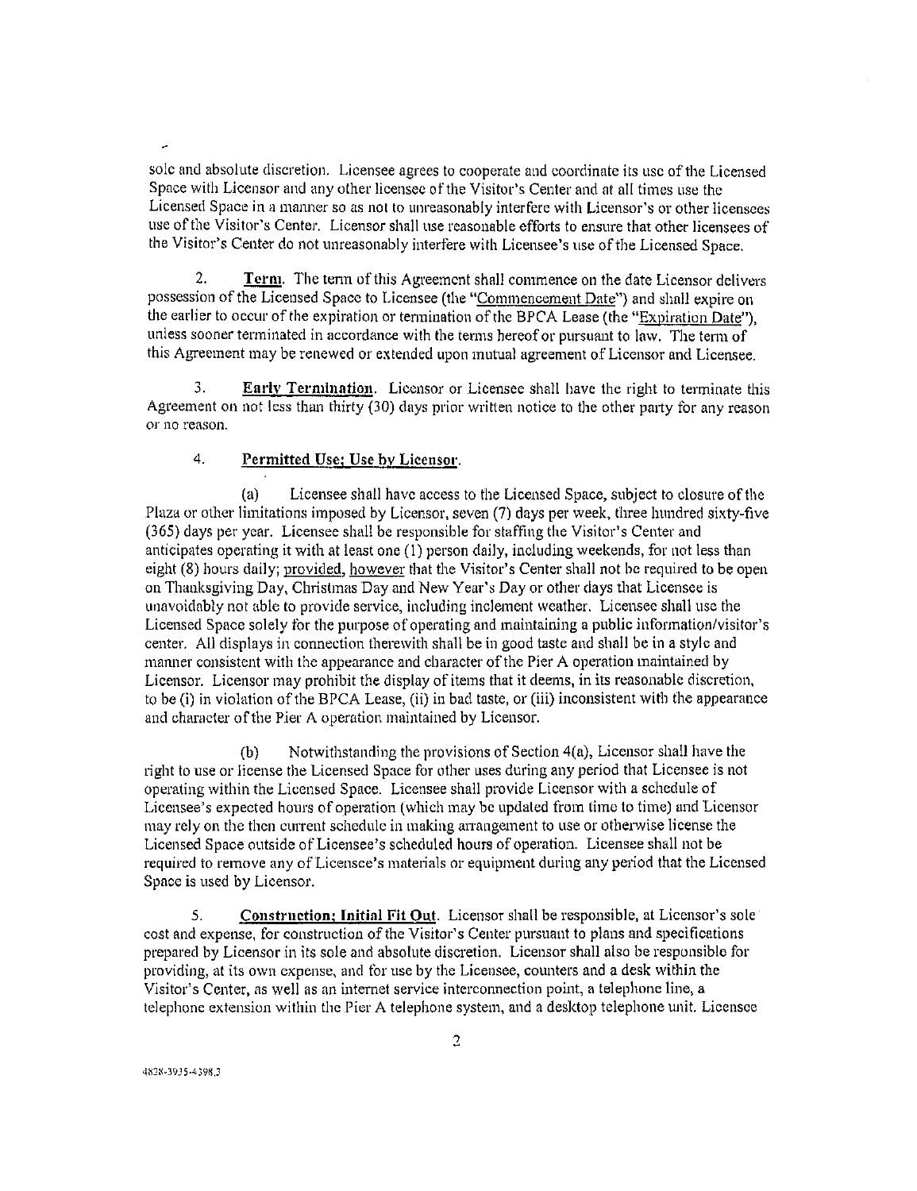sole and absolute discretion. Licensee agrees to cooperate and coordinate its use of the Licensed Space with Licensor and any other licensee of the Visitor's Center and at all times use the Licensed Space in a manner so as not to unreasonably interfere with Licensor's or other licensees use of the Visitor's Center. Licensor shall use reasonable efforts to ensure that other licensees of the Visitor's Center do not unreasonably interfere with Licensee's use of the Licensed Space.

2. **Term**. The term of this Agreement shall commence on the date Licensor delivers possession of the Licensed Space to Licensee (the "Commencement Date") and shall expire on the earlier to occur of the expiration or termination of the BPCA Lease (the "Expiration Date"), unless sooner terminated in accordance with the terms hereof or pursuant to law. The term of this Agreement may be renewed or extended upon mutual agreement of Licensor and Licensee.

3. **Early Termination**. Licensor or Licensee shall have the right to terminate this Agreement on not less than thirty (30) days prior written notice to the other party for any reason or no reason.

4. **Permitted Use; Use by Licensor**.

(a) Licensee shall have access to the Licensed Space, subject to closure of the Plaza or other limitations imposed by Licensor, seven (7) days per week, three hundred sixty-five (365) days per year. Licensee shall be responsible for staffing the Visitor's Center and anticipates operating it with at least one (1) person daily, including weekends, for not less than eight (8) hours daily; provided, however that the Visitor's Center shall not be required to be open on Thanksgiving Day, Christmas Day and New Year's Day or other days that Licensee is unavoidably not able to provide service, including inclement weather. Licensee shall use the Licensed Space solely for the purpose of operating and maintaining a public information/visitor's center. All displays in connection therewith shall be in good taste and shall be in a style and manner consistent with the appearance and character of the Pier A operation maintained by Licensor. Licensor may prohibit the display of items that it deems, in its reasonable discretion, to be (i) in violation of the BPCA Lease, (ii) in bad taste, or (iii) inconsistent with the appearance and character of the Pier A operation maintained by Licensor.

(b) Notwithstanding the provisions of Section 4(a), Licensor shall have the right to use or license the Licensed Space for other uses during any period that Licensee is not operating within the Licensed Space. Licensee shall provide Licensor with a schedule of Licensee's expected hours of operation (which may be updated from time to time) and Licensor may rely on the then current schedule in making arrangement to use or otherwise license the Licensed Space outside of Licensee's scheduled hours of operation. Licensee shall not be required to remove any of Licensee's materials or equipment during any period that the Licensed Space is used by Licensor.

5. **Construction; Initial Fit Out**. Licensor shall be responsible, at Licensor's sole cost and expense, for construction of the Visitor's Center pursuant to plans and specifications prepared by Licensor in its sole and absolute discretion. Licensor shall also be responsible for providing, at its own expense, and for use by the Licensee, counters and a desk within the Visitor's Center, as well as an internet service interconnection point, a telephone line, a telephone extension within the Pier A telephone system, and a desktop telephone unit. Licensee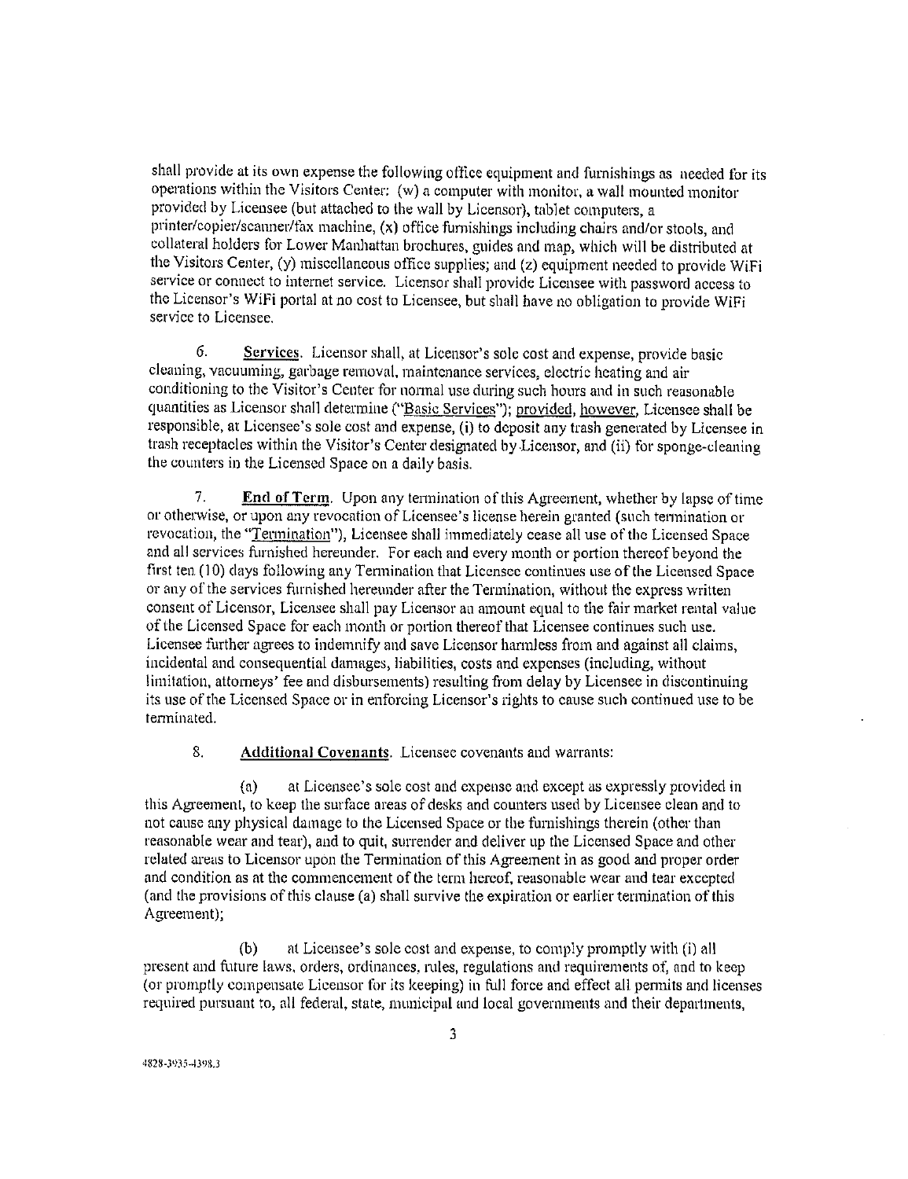shall provide at its own expense the following office equipment and furnishings as needed for its operations within the Visitors Center: (w) a computer with monitor, a wall mounted monitor provided by Licensee (but attached to the wall by Licensor), tablet computers, a printer/copier/scanner/fax machine, (x) office furnishings including chairs and/or stools, and collateral holders for Lower Manhattan brochures, guides and map, which will be distributed at the Visitors Center, (y) miscellaneous office supplies; and (z) equipment needed to provide WiFi service or connect to internet service. Licensor shall provide Licensee with password access to the Licensor's WiFi portal at no cost to Licensee, but shall have no obligation to provide WiFi service to Licensee.

6. **Services**. Licensor shall, at Licensor's sole cost and expense, provide basic cleaning, vacuuming, garbage removal, maintenance services, electric heating and air conditioning to the Visitor's Center for normal use during such hours and in such reasonable quantities as Licensor shall determine ("Basic Services"); provided, however, Licensee shall be responsible, at Licensee's sole cost and expense, (i) to deposit any trash generated by Licensee in trash receptacles within the Visitor's Center designated by Licensor, and (ii) for sponge-cleaning the counters in the Licensed Space on a daily basis.

7. **End of Term**. Upon any termination of this Agreement, whether by lapse of time or otherwise, or upon any revocation of Licensee's license herein granted (such termination or revocation, the "Termination"), Licensee shall immediately cease all use of the Licensed Space and all services furnished hereunder. For each and every month or portion thereof beyond the first ten (10) days following any Termination that Licensee continues use of the Licensed Space or any of the services furnished hereunder after the Termination, without the express written consent of Licensor, Licensee shall pay Licensor an amount equal to the fair market rental value of the Licensed Space for each month or portion thereof that Licensee continues such use. Licensee further agrees to indemnify and save Licensor harmless from and against all claims, incidental and consequential damages, liabilities, costs and expenses (including, without limitation, attorneys' fee and disbursements) resulting from delay by Licensee in discontinuing its use of the Licensed Space or in enforcing Licensor's rights to cause such continued use to be terminated.

8. **Additional Covenants**. Licensee covenants and warrants:

(a) at Licensee's sole cost and expense and except as expressly provided in this Agreement, to keep the surface areas of desks and counters used by Licensee clean and to not cause any physical damage to the Licensed Space or the furnishings therein (other than reasonable wear and tear), and to quit, surrender and deliver up the Licensed Space and other related areas to Licensor upon the Termination of this Agreement in as good and proper order and condition as at the commencement of the term hereof, reasonable wear and tear excepted (and the provisions of this clause (a) shall survive the expiration or earlier termination of this Agreement);

(b) at Licensee's sole cost and expense, to comply promptly with (i) all present and future laws, orders, ordinances, rules, regulations and requirements of, and to keep (or promptly compensate Licensor for its keeping) in full force and effect all permits and licenses required pursuant to, all federal, state, municipal and local governments and their departments,

4828-3935-4398.3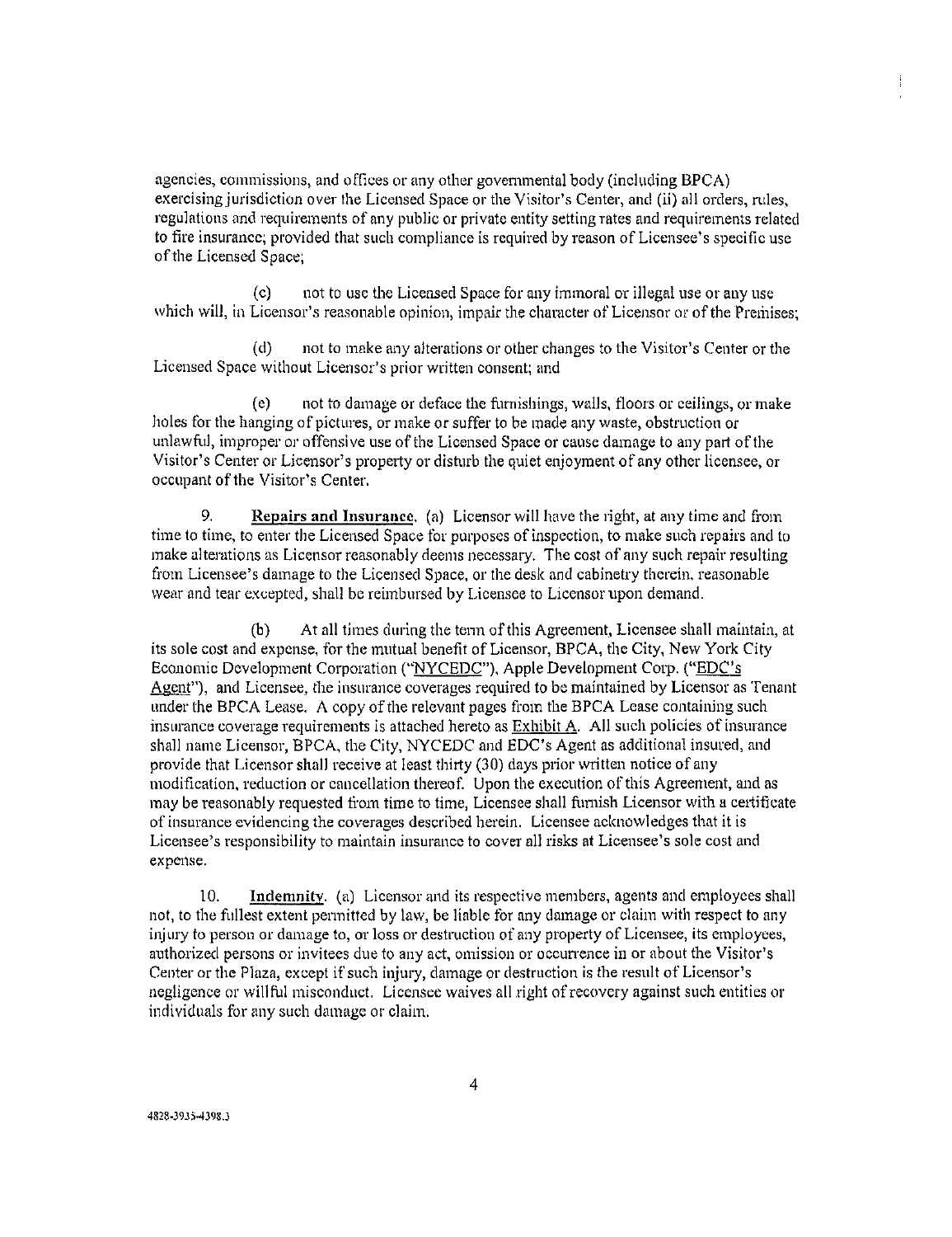agencies, commissions, and offices or any other governmental body (including BPCA) exercising jurisdiction over the Licensed Space or the Visitor's Center, and (ii) all orders, rules, regulations and requirements of any public or private entity setting rates and requirements related to fire insurance; provided that such compliance is required by reason of Licensee's specific use of the Licensed Space;

(c) not to use the Licensed Space for any immoral or illegal use or any use which will, in Licensor's reasonable opinion, impair the character of Licensor or of the Premises;

(d) not to make any alterations or other changes to the Visitor's Center or the Licensed Space without Licensor's prior written consent; and

(e) not to damage or deface the furnishings, walls, floors or ceilings, or make holes for the hanging of pictures, or make or suffer to be made any waste, obstruction or unlawful, improper or offensive use of the Licensed Space or cause damage to any part of the Visitor's Center or Licensor's property or disturb the quiet enjoyment of any other licensee, or occupant of the Visitor's Center.

9. **Repairs and Insurance**. (a) Licensor will have the right, at any time and from time to time, to enter the Licensed Space for purposes of inspection, to make such repairs and to make alterations as Licensor reasonably deems necessary. The cost of any such repair resulting from Licensee's damage to the Licensed Space, or the desk and cabinetry therein, reasonable wear and tear excepted, shall be reimbursed by Licensee to Licensor upon demand.

(b) At all times during the term of this Agreement, Licensee shall maintain, at its sole cost and expense, for the mutual benefit of Licensor, BPCA, the City, New York City Economic Development Corporation ("NYCEDC"), Apple Development Corp. ("EDC's Agent"), and Licensee, the insurance coverages required to be maintained by Licensor as Tenant under the BPCA Lease. A copy of the relevant pages from the BPCA Lease containing such insurance coverage requirements is attached hereto as Exhibit A. All such policies of insurance shall name Licensor, BPCA, the City, NYCEDC and EDC's Agent as additional insured, and provide that Licensor shall receive at least thirty (30) days prior written notice of any modification, reduction or cancellation thereof. Upon the execution of this Agreement, and as may be reasonably requested from time to time, Licensee shall furnish Licensor with a certificate of insurance evidencing the coverages described herein. Licensee acknowledges that it is Licensee's responsibility to maintain insurance to cover all risks at Licensee's sole cost and expense.

10. **Indemnity**. (a) Licensor and its respective members, agents and employees shall not, to the fullest extent permitted by law, be liable for any damage or claim with respect to any injury to person or damage to, or loss or destruction of any property of Licensee, its employees, authorized persons or invitees due to any act, omission or occurrence in or about the Visitor's Center or the Plaza, except if such injury, damage or destruction is the result of Licensor's negligence or willful misconduct. Licensee waives all right of recovery against such entities or individuals for any such damage or claim.

4828-3935-4398.3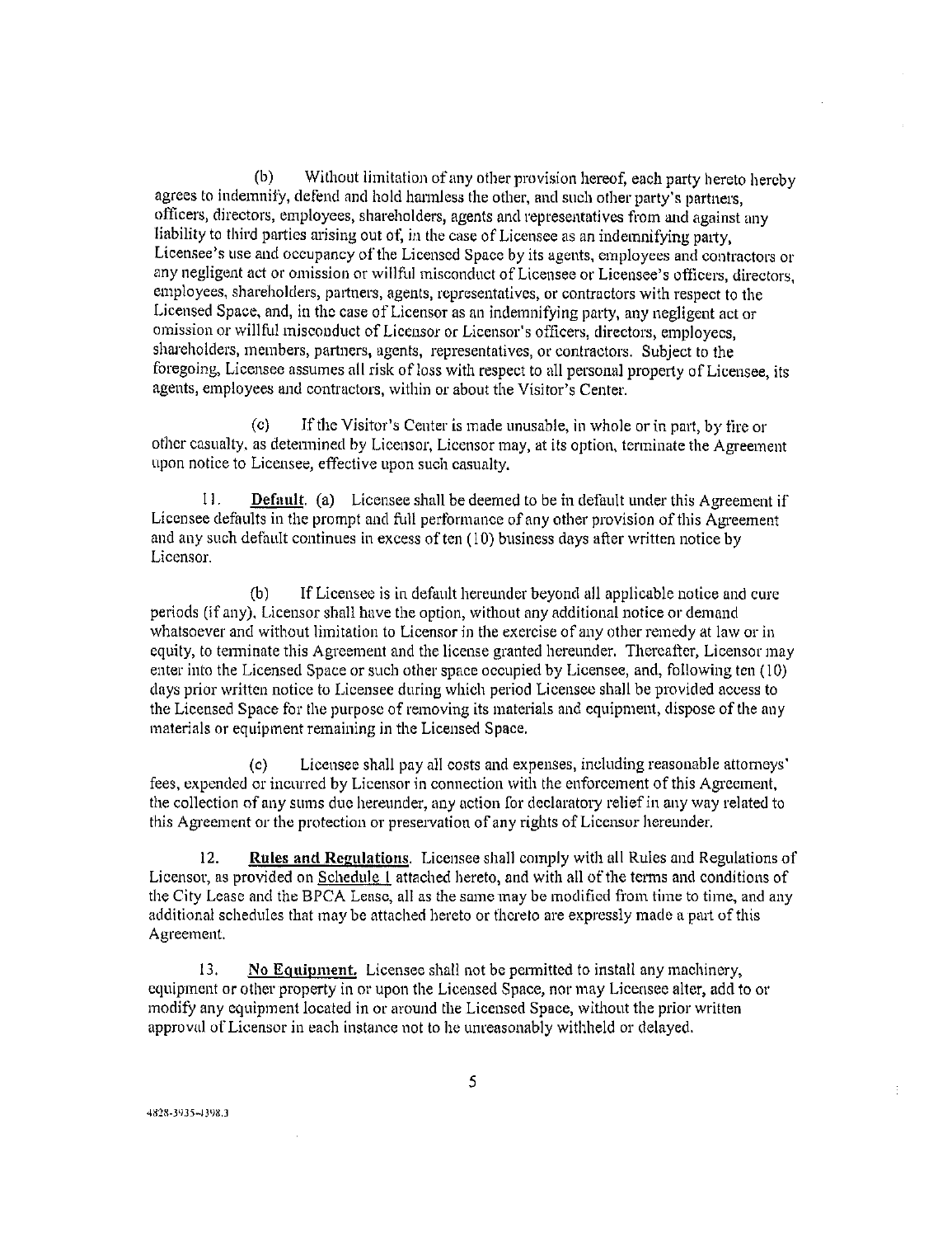(b) Without limitation of any other provision hereof, each party hereto hereby agrees to indemnify, defend and hold harmless the other, and such other party's partners, officers, directors, employees, shareholders, agents and representatives from and against any liability to third parties arising out of, in the case of Licensee as an indemnifying party, Licensee's use and occupancy of the Licensed Space by its agents, employees and contractors or any negligent act or omission or willful misconduct of Licensee or Licensee's officers, directors, employees, shareholders, partners, agents, representatives, or contractors with respect to the Licensed Space, and, in the case of Licensor as an indemnifying party, any negligent act or omission or willful misconduct of Licensor or Licensor's officers, directors, employees, shareholders, members, partners, agents, representatives, or contractors. Subject to the foregoing, Licensee assumes all risk of loss with respect to all personal property of Licensee, its agents, employees and contractors, within or about the Visitor's Center.

(c) If the Visitor's Center is made unusable, in whole or in part, by fire or other casualty, as determined by Licensor, Licensor may, at its option, terminate the Agreement upon notice to Licensee, effective upon such casualty.

11. **Default**. (a) Licensee shall be deemed to be in default under this Agreement if Licensee defaults in the prompt and full performance of any other provision of this Agreement and any such default continues in excess of ten (10) business days after written notice by Licensor.

(b) If Licensee is in default hereunder beyond all applicable notice and cure periods (if any), Licensor shall have the option, without any additional notice or demand whatsoever and without limitation to Licensor in the exercise of any other remedy at law or in equity, to terminate this Agreement and the license granted hereunder. Thereafter, Licensor may enter into the Licensed Space or such other space occupied by Licensee, and, following ten (10) days prior written notice to Licensee during which period Licensee shall be provided access to the Licensed Space for the purpose of removing its materials and equipment, dispose of the any materials or equipment remaining in the Licensed Space.

(c) Licensee shall pay all costs and expenses, including reasonable attorneys' fees, expended or incurred by Licensor in connection with the enforcement of this Agreement, the collection of any sums due hereunder, any action for declaratory relief in any way related to this Agreement or the protection or preservation of any rights of Licensor hereunder.

12. **Rules and Regulations**. Licensee shall comply with all Rules and Regulations of Licensor, as provided on Schedule 1 attached hereto, and with all of the terms and conditions of the City Lease and the BPCA Lease, all as the same may be modified from time to time, and any additional schedules that may be attached hereto or thereto are expressly made a part of this Agreement.

13. **No Equipment.** Licensee shall not be permitted to install any machinery, equipment or other property in or upon the Licensed Space, nor may Licensee alter, add to or modify any equipment located in or around the Licensed Space, without the prior written approval of Licensor in each instance not to be unreasonably withheld or delayed.

4828-3935-4398.3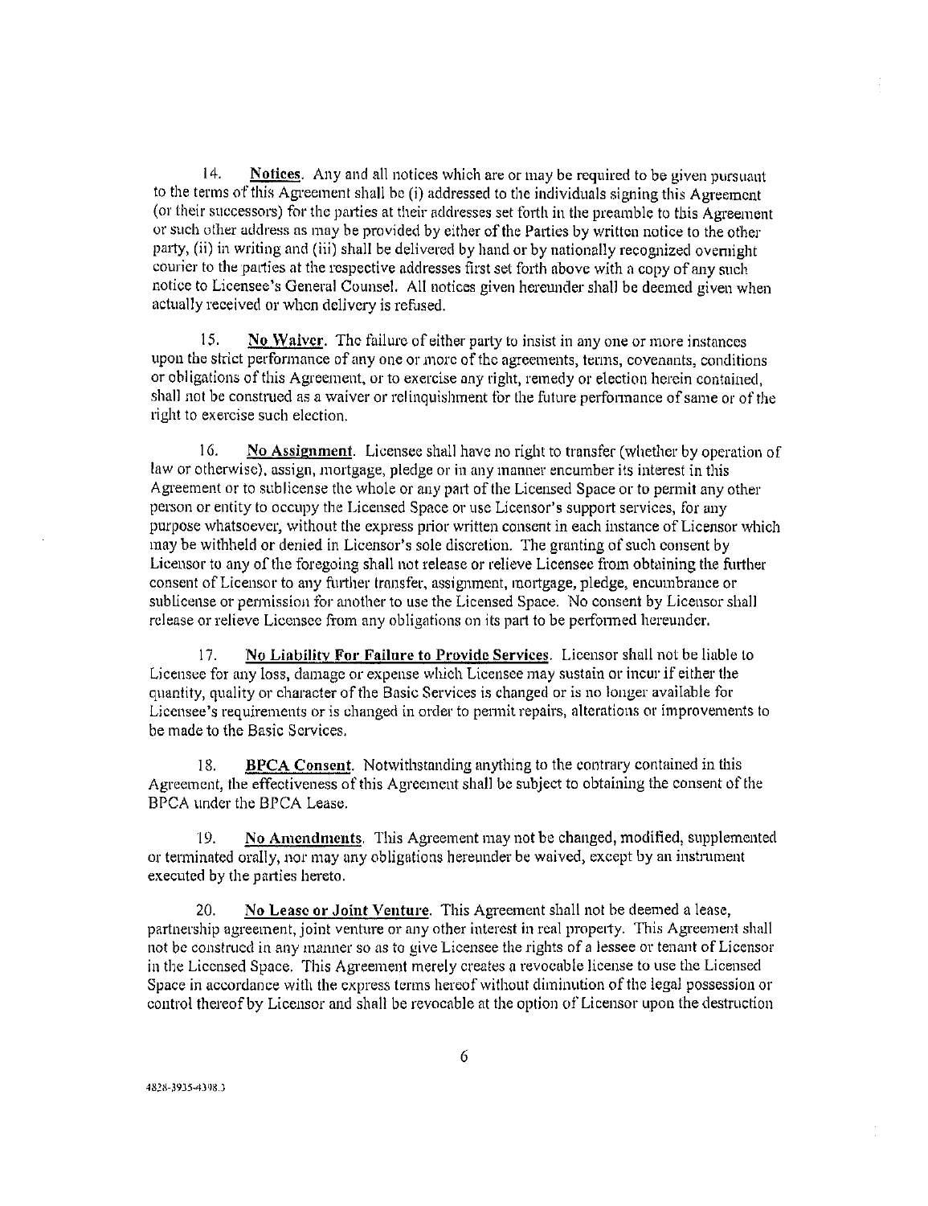14. **Notices**. Any and all notices which are or may be required to be given pursuant to the terms of this Agreement shall be (i) addressed to the individuals signing this Agreement (or their successors) for the parties at their addresses set forth in the preamble to this Agreement or such other address as may be provided by either of the Parties by written notice to the other party, (ii) in writing and (iii) shall be delivered by hand or by nationally recognized overnight courier to the parties at the respective addresses first set forth above with a copy of any such notice to Licensee's General Counsel. All notices given hereunder shall be deemed given when actually received or when delivery is refused.

15. **No Waiver**. The failure of either party to insist in any one or more instances upon the strict performance of any one or more of the agreements, terms, covenants, conditions or obligations of this Agreement, or to exercise any right, remedy or election herein contained, shall not be construed as a waiver or relinquishment for the future performance of same or of the right to exercise such election.

16. **No Assignment**. Licensee shall have no right to transfer (whether by operation of law or otherwise), assign, mortgage, pledge or in any manner encumber its interest in this Agreement or to sublicense the whole or any part of the Licensed Space or to permit any other person or entity to occupy the Licensed Space or use Licensor's support services, for any purpose whatsoever, without the express prior written consent in each instance of Licensor which may be withheld or denied in Licensor's sole discretion. The granting of such consent by Licensor to any of the foregoing shall not release or relieve Licensee from obtaining the further consent of Licensor to any further transfer, assignment, mortgage, pledge, encumbrance or sublicense or permission for another to use the Licensed Space. No consent by Licensor shall release or relieve Licensee from any obligations on its part to be performed hereunder.

17. **No Liability For Failure to Provide Services**. Licensor shall not be liable to Licensee for any loss, damage or expense which Licensee may sustain or incur if either the quantity, quality or character of the Basic Services is changed or is no longer available for Licensee's requirements or is changed in order to permit repairs, alterations or improvements to be made to the Basic Services.

18. **BPCA Consent**. Notwithstanding anything to the contrary contained in this Agreement, the effectiveness of this Agreement shall be subject to obtaining the consent of the BPCA under the BPCA Lease.

19. **No Amendments**. This Agreement may not be changed, modified, supplemented or terminated orally, nor may any obligations hereunder be waived, except by an instrument executed by the parties hereto.

20. **No Lease or Joint Venture**. This Agreement shall not be deemed a lease, partnership agreement, joint venture or any other interest in real property. This Agreement shall not be construed in any manner so as to give Licensee the rights of a lessee or tenant of Licensor in the Licensed Space. This Agreement merely creates a revocable license to use the Licensed Space in accordance with the express terms hereof without diminution of the legal possession or control thereof by Licensor and shall be revocable at the option of Licensor upon the destruction

4828-3935-4398.3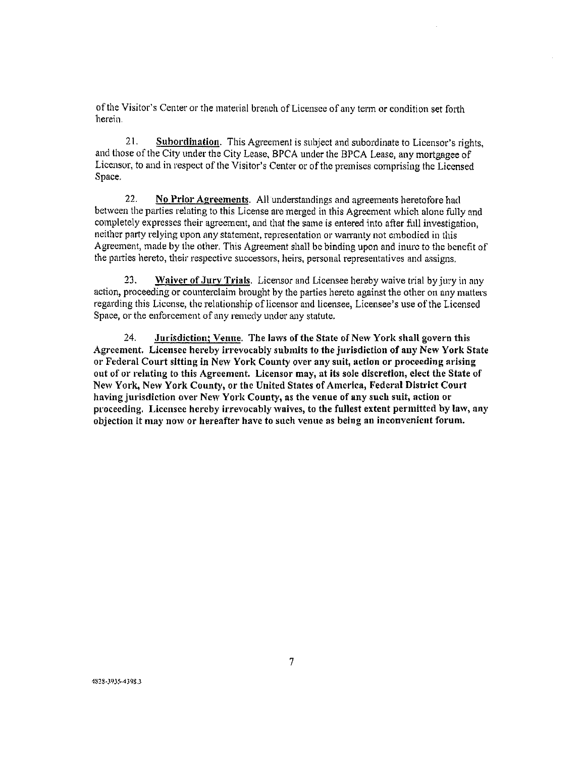of the Visitor's Center or the material breach of Licensee of any term or condition set forth herein.

21. **Subordination**. This Agreement is subject and subordinate to Licensor's rights, and those of the City under the City Lease, BPCA under the BPCA Lease, any mortgagee of Licensor, to and in respect of the Visitor's Center or of the premises comprising the Licensed Space.

22. **No Prior Agreements**. All understandings and agreements heretofore had between the parties relating to this License are merged in this Agreement which alone fully and completely expresses their agreement, and that the same is entered into after full investigation, neither party relying upon any statement, representation or warranty not embodied in this Agreement, made by the other. This Agreement shall be binding upon and inure to the benefit of the parties hereto, their respective successors, heirs, personal representatives and assigns.

23. **Waiver of Jury Trials**. Licensor and Licensee hereby waive trial by jury in any action, proceeding or counterclaim brought by the parties hereto against the other on any matters regarding this License, the relationship of licensor and licensee, Licensee's use of the Licensed Space, or the enforcement of any remedy under any statute.

24. **Jurisdiction; Venue. The laws of the State of New York shall govern this Agreement. Licensee hereby irrevocably submits to the jurisdiction of any New York State or Federal Court sitting in New York County over any suit, action or proceeding arising out of or relating to this Agreement. Licensor may, at its sole discretion, elect the State of New York, New York County, or the United States of America, Federal District Court having jurisdiction over New York County, as the venue of any such suit, action or proceeding. Licensee hereby irrevocably waives, to the fullest extent permitted by law, any objection it may now or hereafter have to such venue as being an inconvenient forum.**

4828-3935-4398.3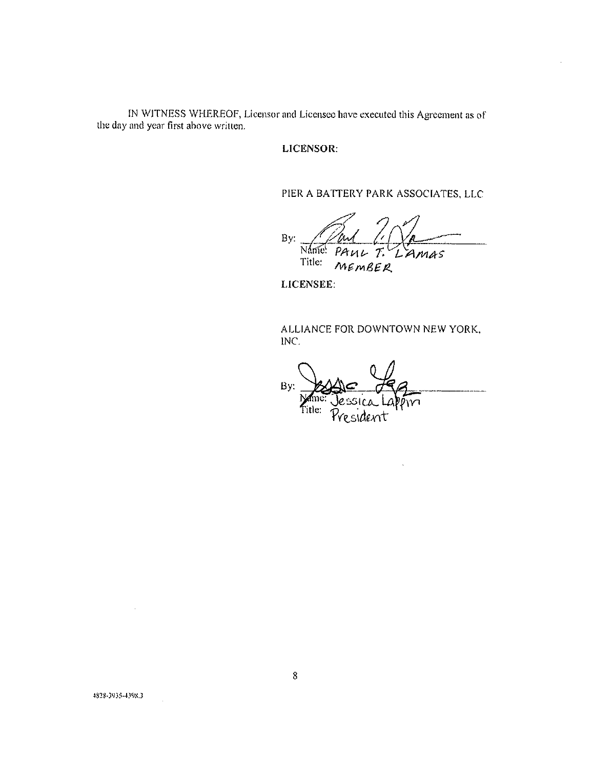IN WITNESS WHEREOF, Licensor and Licensee have executed this Agreement as of the day and year first above written.

**LICENSOR:**

PIER A BATTERY PARK ASSOCIATES, LLC

By: ___________________________
Name: PAUL T. LAMAS
Title: MEMBER

**LICENSEE:**

ALLIANCE FOR DOWNTOWN NEW YORK, INC.

By: ___________________________
Name: Jessica Lappin
Title: President

4828-3935-4398.3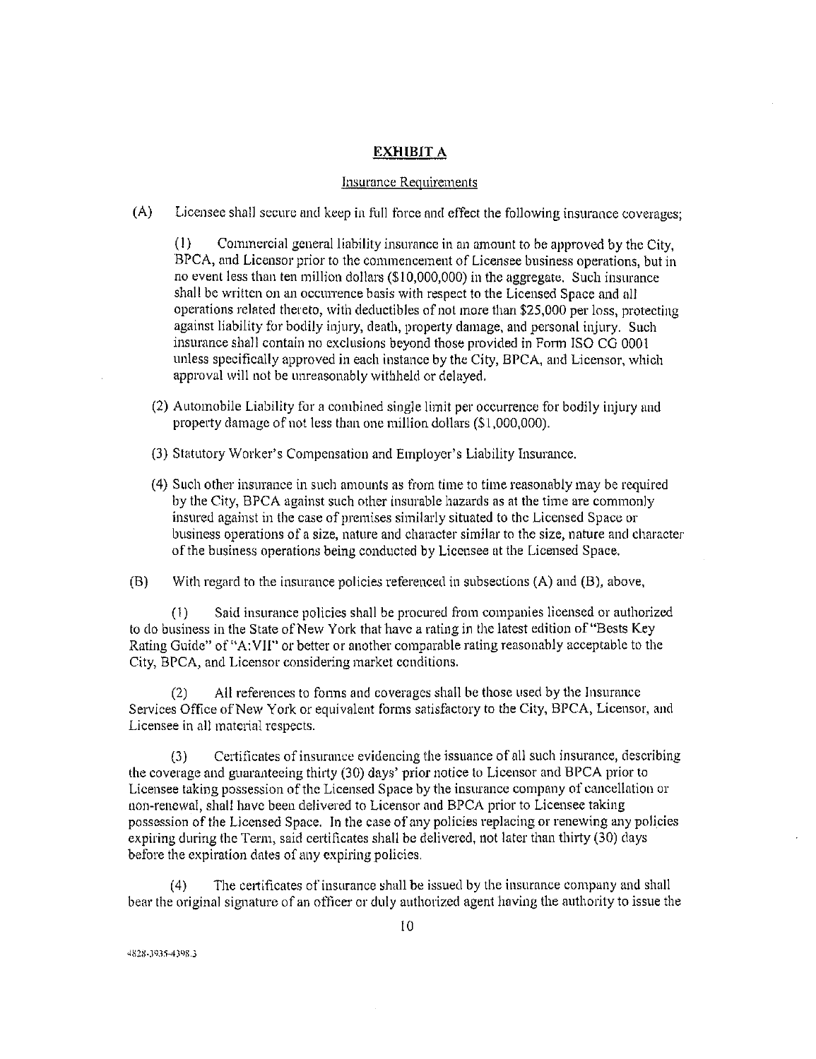## EXHIBIT A

Insurance Requirements

(A) Licensee shall secure and keep in full force and effect the following insurance coverages;

(1) Commercial general liability insurance in an amount to be approved by the City, BPCA, and Licensor prior to the commencement of Licensee business operations, but in no event less than ten million dollars ($10,000,000) in the aggregate. Such insurance shall be written on an occurrence basis with respect to the Licensed Space and all operations related thereto, with deductibles of not more than $25,000 per loss, protecting against liability for bodily injury, death, property damage, and personal injury. Such insurance shall contain no exclusions beyond those provided in Form ISO CG 0001 unless specifically approved in each instance by the City, BPCA, and Licensor, which approval will not be unreasonably withheld or delayed.

(2) Automobile Liability for a combined single limit per occurrence for bodily injury and property damage of not less than one million dollars ($1,000,000).

(3) Statutory Worker's Compensation and Employer's Liability Insurance.

(4) Such other insurance in such amounts as from time to time reasonably may be required by the City, BPCA against such other insurable hazards as at the time are commonly insured against in the case of premises similarly situated to the Licensed Space or business operations of a size, nature and character similar to the size, nature and character of the business operations being conducted by Licensee at the Licensed Space.

(B) With regard to the insurance policies referenced in subsections (A) and (B), above,

(1) Said insurance policies shall be procured from companies licensed or authorized to do business in the State of New York that have a rating in the latest edition of "Bests Key Rating Guide" of "A:VII" or better or another comparable rating reasonably acceptable to the City, BPCA, and Licensor considering market conditions.

(2) All references to forms and coverages shall be those used by the Insurance Services Office of New York or equivalent forms satisfactory to the City, BPCA, Licensor, and Licensee in all material respects.

(3) Certificates of insurance evidencing the issuance of all such insurance, describing the coverage and guaranteeing thirty (30) days' prior notice to Licensor and BPCA prior to Licensee taking possession of the Licensed Space by the insurance company of cancellation or non-renewal, shall have been delivered to Licensor and BPCA prior to Licensee taking possession of the Licensed Space. In the case of any policies replacing or renewing any policies expiring during the Term, said certificates shall be delivered, not later than thirty (30) days before the expiration dates of any expiring policies.

(4) The certificates of insurance shall be issued by the insurance company and shall bear the original signature of an officer or duly authorized agent having the authority to issue the

4828-3935-4398.3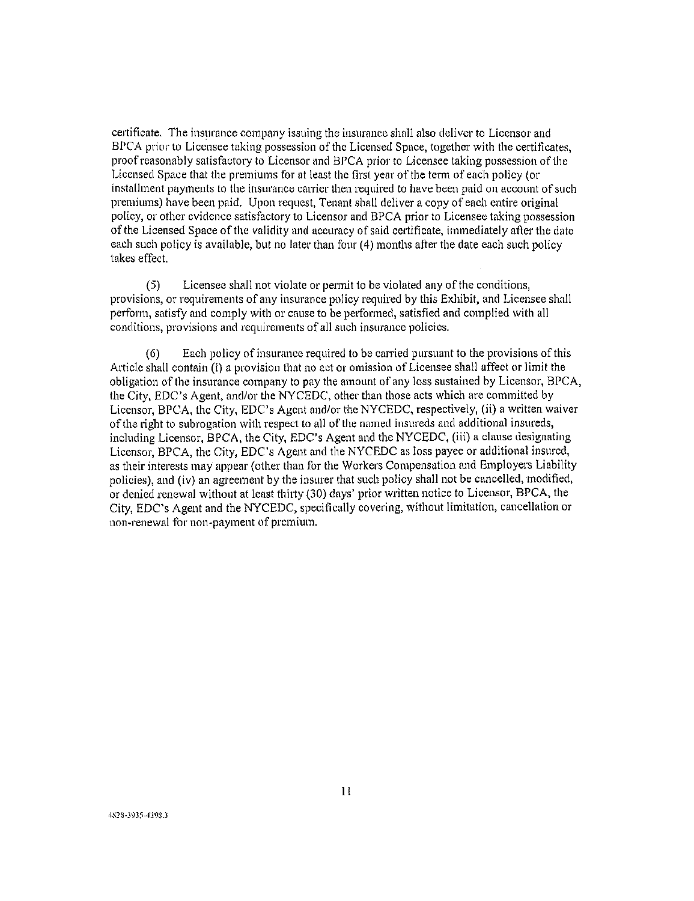certificate. The insurance company issuing the insurance shall also deliver to Licensor and BPCA prior to Licensee taking possession of the Licensed Space, together with the certificates, proof reasonably satisfactory to Licensor and BPCA prior to Licensee taking possession of the Licensed Space that the premiums for at least the first year of the term of each policy (or installment payments to the insurance carrier then required to have been paid on account of such premiums) have been paid. Upon request, Tenant shall deliver a copy of each entire original policy, or other evidence satisfactory to Licensor and BPCA prior to Licensee taking possession of the Licensed Space of the validity and accuracy of said certificate, immediately after the date each such policy is available, but no later than four (4) months after the date each such policy takes effect.

(5) Licensee shall not violate or permit to be violated any of the conditions, provisions, or requirements of any insurance policy required by this Exhibit, and Licensee shall perform, satisfy and comply with or cause to be performed, satisfied and complied with all conditions, provisions and requirements of all such insurance policies.

(6) Each policy of insurance required to be carried pursuant to the provisions of this Article shall contain (i) a provision that no act or omission of Licensee shall affect or limit the obligation of the insurance company to pay the amount of any loss sustained by Licensor, BPCA, the City, EDC's Agent, and/or the NYCEDC, other than those acts which are committed by Licensor, BPCA, the City, EDC's Agent and/or the NYCEDC, respectively, (ii) a written waiver of the right to subrogation with respect to all of the named insureds and additional insureds, including Licensor, BPCA, the City, EDC's Agent and the NYCEDC, (iii) a clause designating Licensor, BPCA, the City, EDC's Agent and the NYCEDC as loss payee or additional insured, as their interests may appear (other than for the Workers Compensation and Employers Liability policies), and (iv) an agreement by the insurer that such policy shall not be cancelled, modified, or denied renewal without at least thirty (30) days' prior written notice to Licensor, BPCA, the City, EDC's Agent and the NYCEDC, specifically covering, without limitation, cancellation or non-renewal for non-payment of premium.

4828-3935-4398.3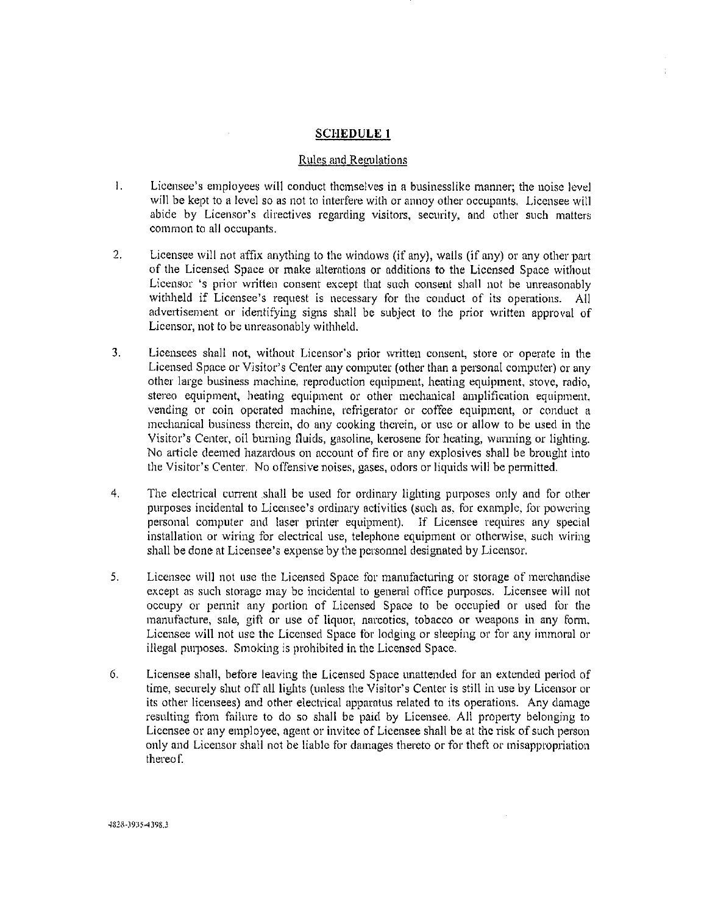# SCHEDULE 1

## Rules and Regulations

1. Licensee's employees will conduct themselves in a businesslike manner; the noise level will be kept to a level so as not to interfere with or annoy other occupants. Licensee will abide by Licensor's directives regarding visitors, security, and other such matters common to all occupants.

2. Licensee will not affix anything to the windows (if any), walls (if any) or any other part of the Licensed Space or make alterations or additions to the Licensed Space without Licensor 's prior written consent except that such consent shall not be unreasonably withheld if Licensee's request is necessary for the conduct of its operations. All advertisement or identifying signs shall be subject to the prior written approval of Licensor, not to be unreasonably withheld.

3. Licensees shall not, without Licensor's prior written consent, store or operate in the Licensed Space or Visitor's Center any computer (other than a personal computer) or any other large business machine, reproduction equipment, heating equipment, stove, radio, stereo equipment, heating equipment or other mechanical amplification equipment, vending or coin operated machine, refrigerator or coffee equipment, or conduct a mechanical business therein, do any cooking therein, or use or allow to be used in the Visitor's Center, oil burning fluids, gasoline, kerosene for heating, warming or lighting. No article deemed hazardous on account of fire or any explosives shall be brought into the Visitor's Center. No offensive noises, gases, odors or liquids will be permitted.

4. The electrical current shall be used for ordinary lighting purposes only and for other purposes incidental to Licensee's ordinary activities (such as, for example, for powering personal computer and laser printer equipment). If Licensee requires any special installation or wiring for electrical use, telephone equipment or otherwise, such wiring shall be done at Licensee's expense by the personnel designated by Licensor.

5. Licensee will not use the Licensed Space for manufacturing or storage of merchandise except as such storage may be incidental to general office purposes. Licensee will not occupy or permit any portion of Licensed Space to be occupied or used for the manufacture, sale, gift or use of liquor, narcotics, tobacco or weapons in any form. Licensee will not use the Licensed Space for lodging or sleeping or for any immoral or illegal purposes. Smoking is prohibited in the Licensed Space.

6. Licensee shall, before leaving the Licensed Space unattended for an extended period of time, securely shut off all lights (unless the Visitor's Center is still in use by Licensor or its other licensees) and other electrical apparatus related to its operations. Any damage resulting from failure to do so shall be paid by Licensee. All property belonging to Licensee or any employee, agent or invitee of Licensee shall be at the risk of such person only and Licensor shall not be liable for damages thereto or for theft or misappropriation thereof.

4828-3935-4398.3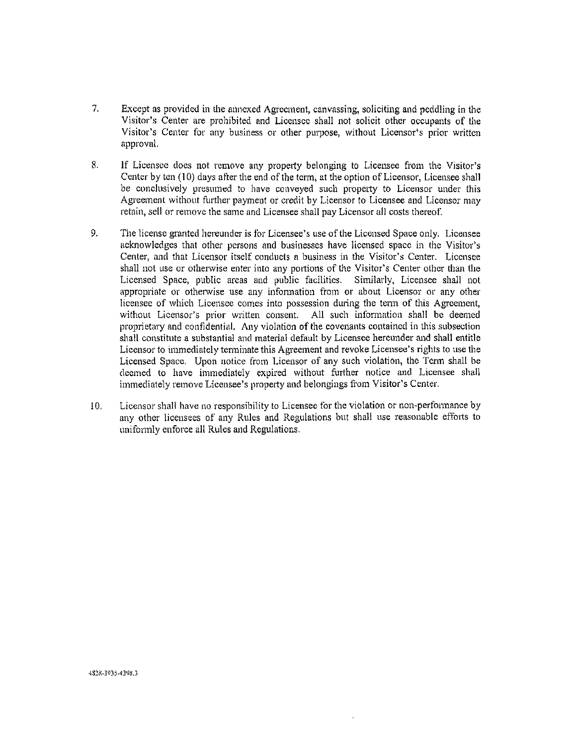7. Except as provided in the annexed Agreement, canvassing, soliciting and peddling in the Visitor's Center are prohibited and Licensee shall not solicit other occupants of the Visitor's Center for any business or other purpose, without Licensor's prior written approval.

8. If Licensee does not remove any property belonging to Licensee from the Visitor's Center by ten (10) days after the end of the term, at the option of Licensor, Licensee shall be conclusively presumed to have conveyed such property to Licensor under this Agreement without further payment or credit by Licensor to Licensee and Licensor may retain, sell or remove the same and Licensee shall pay Licensor all costs thereof.

9. The license granted hereunder is for Licensee's use of the Licensed Space only. Licensee acknowledges that other persons and businesses have licensed space in the Visitor's Center, and that Licensor itself conducts a business in the Visitor's Center. Licensee shall not use or otherwise enter into any portions of the Visitor's Center other than the Licensed Space, public areas and public facilities. Similarly, Licensee shall not appropriate or otherwise use any information from or about Licensor or any other licensee of which Licensee comes into possession during the term of this Agreement, without Licensor's prior written consent. All such information shall be deemed proprietary and confidential. Any violation of the covenants contained in this subsection shall constitute a substantial and material default by Licensee hereunder and shall entitle Licensor to immediately terminate this Agreement and revoke Licensee's rights to use the Licensed Space. Upon notice from Licensor of any such violation, the Term shall be deemed to have immediately expired without further notice and Licensee shall immediately remove Licensee's property and belongings from Visitor's Center.

10. Licensor shall have no responsibility to Licensee for the violation or non-performance by any other licensees of any Rules and Regulations but shall use reasonable efforts to uniformly enforce all Rules and Regulations.

4828-3935-4398.3